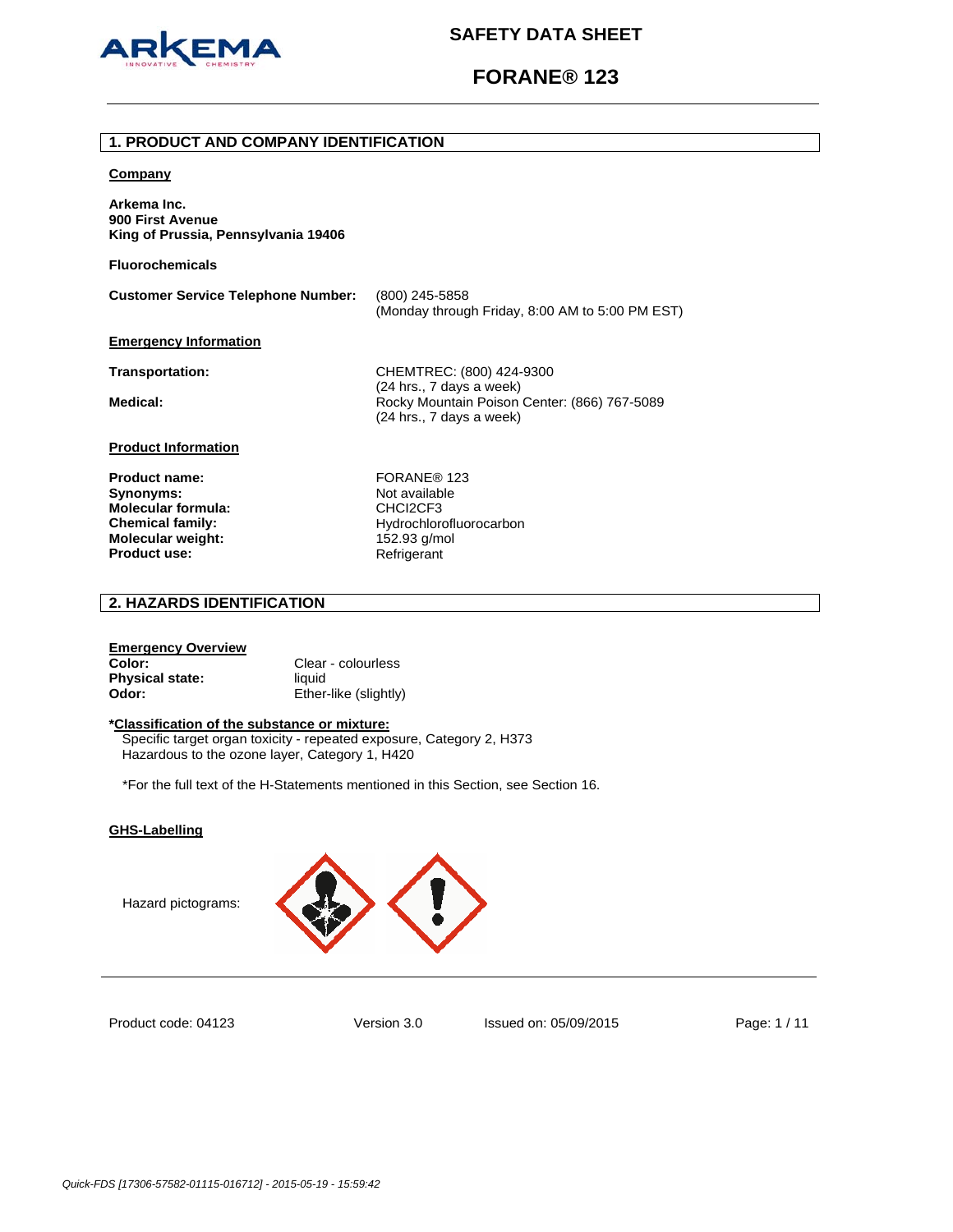# SAFETY DATA SHEET

# FORANE® 123

## 1. PRODUCT AND COMPANY IDENTIFICATION

**Company**

**Arkema Inc.**
**900 First Avenue**
**King of Prussia, Pennsylvania 19406**

**Fluorochemicals**

**Customer Service Telephone Number:** (800) 245-5858
(Monday through Friday, 8:00 AM to 5:00 PM EST)

**Emergency Information**

**Transportation:** CHEMTREC: (800) 424-9300
(24 hrs., 7 days a week)

**Medical:** Rocky Mountain Poison Center: (866) 767-5089
(24 hrs., 7 days a week)

**Product Information**

| | |
|---|---|
| **Product name:** | FORANE® 123 |
| **Synonyms:** | Not available |
| **Molecular formula:** | $CHCl_2CF_3$ |
| **Chemical family:** | Hydrochlorofluorocarbon |
| **Molecular weight:** | 152.93 g/mol |
| **Product use:** | Refrigerant |

## 2. HAZARDS IDENTIFICATION

**Emergency Overview**

| | |
|---|---|
| **Color:** | Clear - colourless |
| **Physical state:** | liquid |
| **Odor:** | Ether-like (slightly) |

***Classification of the substance or mixture:**

Specific target organ toxicity - repeated exposure, Category 2, H373
Hazardous to the ozone layer, Category 1, H420

*For the full text of the H-Statements mentioned in this Section, see Section 16.

**GHS-Labelling**

Hazard pictograms:

Product code: 04123 Version 3.0 Issued on: 05/09/2015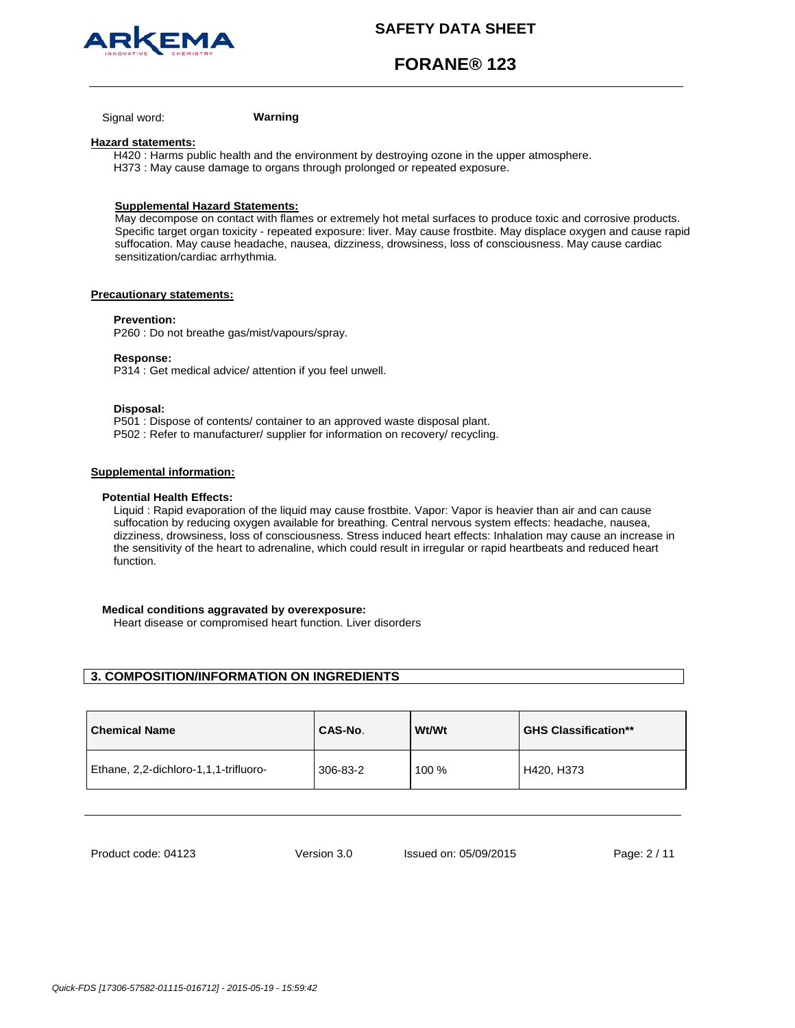Signal word: **Warning**

**Hazard statements:**

H420 : Harms public health and the environment by destroying ozone in the upper atmosphere.
H373 : May cause damage to organs through prolonged or repeated exposure.

**Supplemental Hazard Statements:**

May decompose on contact with flames or extremely hot metal surfaces to produce toxic and corrosive products. Specific target organ toxicity - repeated exposure: liver. May cause frostbite. May displace oxygen and cause rapid suffocation. May cause headache, nausea, dizziness, drowsiness, loss of consciousness. May cause cardiac sensitization/cardiac arrhythmia.

**Precautionary statements:**

**Prevention:**
P260 : Do not breathe gas/mist/vapours/spray.

**Response:**
P314 : Get medical advice/ attention if you feel unwell.

**Disposal:**
P501 : Dispose of contents/ container to an approved waste disposal plant.
P502 : Refer to manufacturer/ supplier for information on recovery/ recycling.

**Supplemental information:**

**Potential Health Effects:**

Liquid : Rapid evaporation of the liquid may cause frostbite. Vapor: Vapor is heavier than air and can cause suffocation by reducing oxygen available for breathing. Central nervous system effects: headache, nausea, dizziness, drowsiness, loss of consciousness. Stress induced heart effects: Inhalation may cause an increase in the sensitivity of the heart to adrenaline, which could result in irregular or rapid heartbeats and reduced heart function.

**Medical conditions aggravated by overexposure:**

Heart disease or compromised heart function. Liver disorders

## 3. COMPOSITION/INFORMATION ON INGREDIENTS

| Chemical Name | CAS-No. | Wt/Wt | GHS Classification** |
|---|---|---|---|
| Ethane, 2,2-dichloro-1,1,1-trifluoro- | 306-83-2 | 100 % | H420, H373 |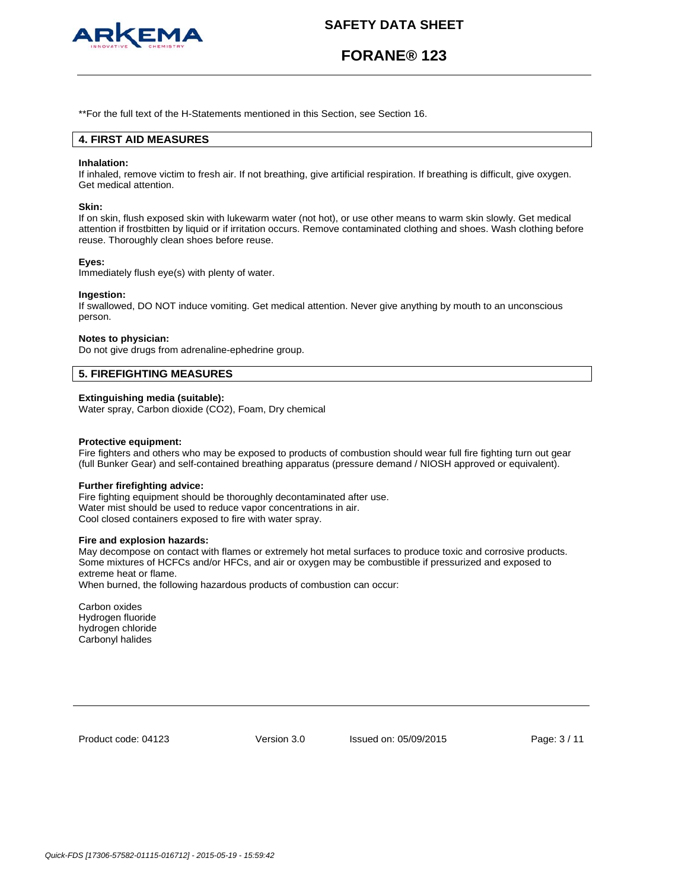**For the full text of the H-Statements mentioned in this Section, see Section 16.

## 4. FIRST AID MEASURES

**Inhalation:**
If inhaled, remove victim to fresh air. If not breathing, give artificial respiration. If breathing is difficult, give oxygen. Get medical attention.

**Skin:**
If on skin, flush exposed skin with lukewarm water (not hot), or use other means to warm skin slowly. Get medical attention if frostbitten by liquid or if irritation occurs. Remove contaminated clothing and shoes. Wash clothing before reuse. Thoroughly clean shoes before reuse.

**Eyes:**
Immediately flush eye(s) with plenty of water.

**Ingestion:**
If swallowed, DO NOT induce vomiting. Get medical attention. Never give anything by mouth to an unconscious person.

**Notes to physician:**
Do not give drugs from adrenaline-ephedrine group.

## 5. FIREFIGHTING MEASURES

**Extinguishing media (suitable):**
Water spray, Carbon dioxide ($CO_2$), Foam, Dry chemical

**Protective equipment:**
Fire fighters and others who may be exposed to products of combustion should wear full fire fighting turn out gear (full Bunker Gear) and self-contained breathing apparatus (pressure demand / NIOSH approved or equivalent).

**Further firefighting advice:**
Fire fighting equipment should be thoroughly decontaminated after use.
Water mist should be used to reduce vapor concentrations in air.
Cool closed containers exposed to fire with water spray.

**Fire and explosion hazards:**
May decompose on contact with flames or extremely hot metal surfaces to produce toxic and corrosive products.
Some mixtures of HCFCs and/or HFCs, and air or oxygen may be combustible if pressurized and exposed to extreme heat or flame.
When burned, the following hazardous products of combustion can occur:

Carbon oxides
Hydrogen fluoride
hydrogen chloride
Carbonyl halides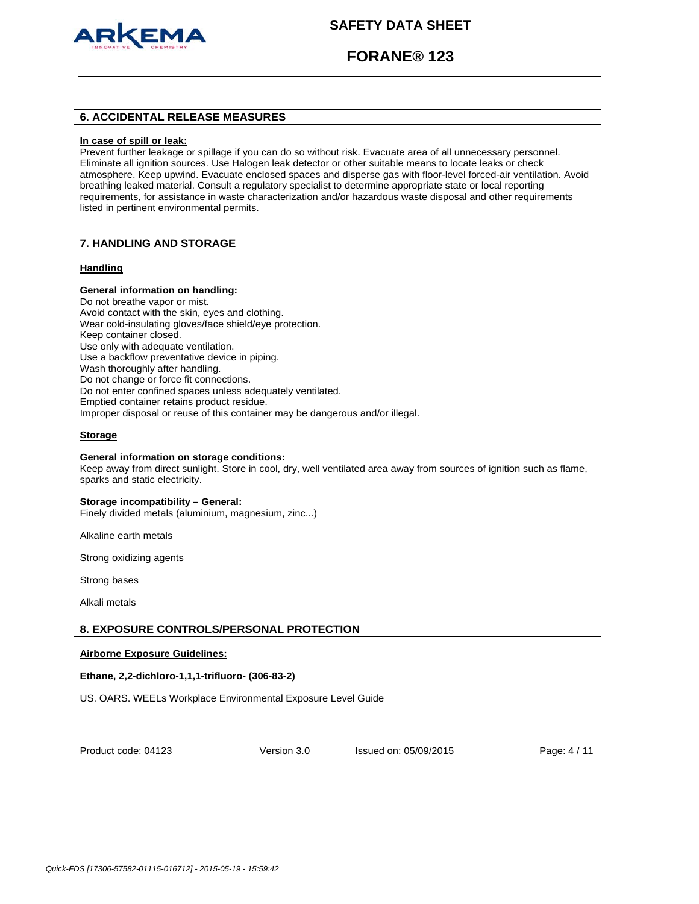## 6. ACCIDENTAL RELEASE MEASURES

**In case of spill or leak:**

Prevent further leakage or spillage if you can do so without risk. Evacuate area of all unnecessary personnel. Eliminate all ignition sources. Use Halogen leak detector or other suitable means to locate leaks or check atmosphere. Keep upwind. Evacuate enclosed spaces and disperse gas with floor-level forced-air ventilation. Avoid breathing leaked material. Consult a regulatory specialist to determine appropriate state or local reporting requirements, for assistance in waste characterization and/or hazardous waste disposal and other requirements listed in pertinent environmental permits.

## 7. HANDLING AND STORAGE

**Handling**

**General information on handling:**

Do not breathe vapor or mist.
Avoid contact with the skin, eyes and clothing.
Wear cold-insulating gloves/face shield/eye protection.
Keep container closed.
Use only with adequate ventilation.
Use a backflow preventative device in piping.
Wash thoroughly after handling.
Do not change or force fit connections.
Do not enter confined spaces unless adequately ventilated.
Emptied container retains product residue.
Improper disposal or reuse of this container may be dangerous and/or illegal.

**Storage**

**General information on storage conditions:**

Keep away from direct sunlight. Store in cool, dry, well ventilated area away from sources of ignition such as flame, sparks and static electricity.

**Storage incompatibility – General:**

Finely divided metals (aluminium, magnesium, zinc...)

Alkaline earth metals

Strong oxidizing agents

Strong bases

Alkali metals

## 8. EXPOSURE CONTROLS/PERSONAL PROTECTION

**Airborne Exposure Guidelines:**

**Ethane, 2,2-dichloro-1,1,1-trifluoro- (306-83-2)**

US. OARS. WEELs Workplace Environmental Exposure Level Guide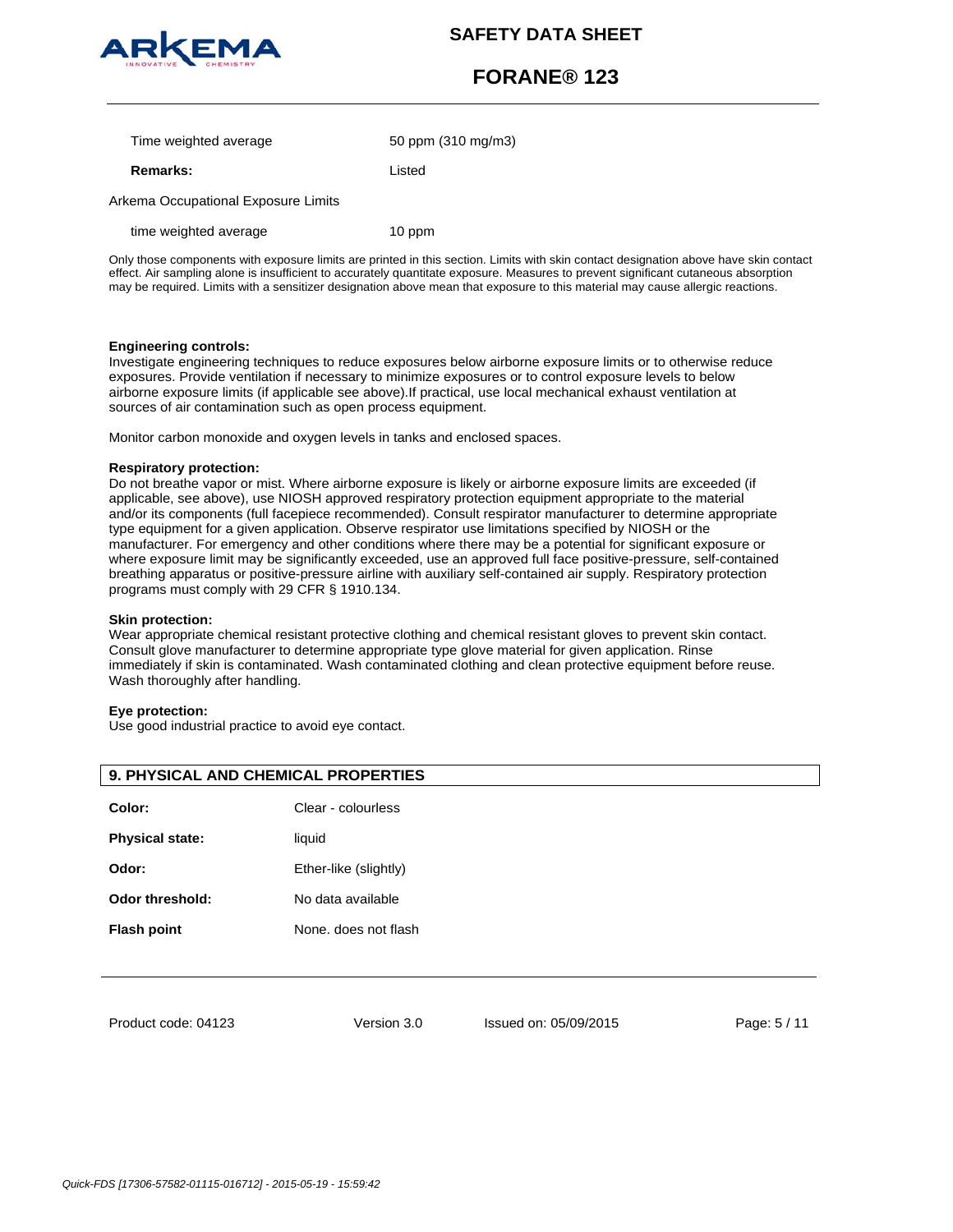| | |
|---|---|
| Time weighted average | 50 ppm (310 mg/m3) |
| **Remarks:** | Listed |

Arkema Occupational Exposure Limits

| | |
|---|---|
| time weighted average | 10 ppm |

Only those components with exposure limits are printed in this section. Limits with skin contact designation above have skin contact effect. Air sampling alone is insufficient to accurately quantitate exposure. Measures to prevent significant cutaneous absorption may be required. Limits with a sensitizer designation above mean that exposure to this material may cause allergic reactions.

**Engineering controls:**
Investigate engineering techniques to reduce exposures below airborne exposure limits or to otherwise reduce exposures. Provide ventilation if necessary to minimize exposures or to control exposure levels to below airborne exposure limits (if applicable see above).If practical, use local mechanical exhaust ventilation at sources of air contamination such as open process equipment.

Monitor carbon monoxide and oxygen levels in tanks and enclosed spaces.

**Respiratory protection:**
Do not breathe vapor or mist. Where airborne exposure is likely or airborne exposure limits are exceeded (if applicable, see above), use NIOSH approved respiratory protection equipment appropriate to the material and/or its components (full facepiece recommended). Consult respirator manufacturer to determine appropriate type equipment for a given application. Observe respirator use limitations specified by NIOSH or the manufacturer. For emergency and other conditions where there may be a potential for significant exposure or where exposure limit may be significantly exceeded, use an approved full face positive-pressure, self-contained breathing apparatus or positive-pressure airline with auxiliary self-contained air supply. Respiratory protection programs must comply with 29 CFR § 1910.134.

**Skin protection:**
Wear appropriate chemical resistant protective clothing and chemical resistant gloves to prevent skin contact. Consult glove manufacturer to determine appropriate type glove material for given application. Rinse immediately if skin is contaminated. Wash contaminated clothing and clean protective equipment before reuse. Wash thoroughly after handling.

**Eye protection:**
Use good industrial practice to avoid eye contact.

## 9. PHYSICAL AND CHEMICAL PROPERTIES

| | |
|---|---|
| **Color:** | Clear - colourless |
| **Physical state:** | liquid |
| **Odor:** | Ether-like (slightly) |
| **Odor threshold:** | No data available |
| **Flash point** | None. does not flash |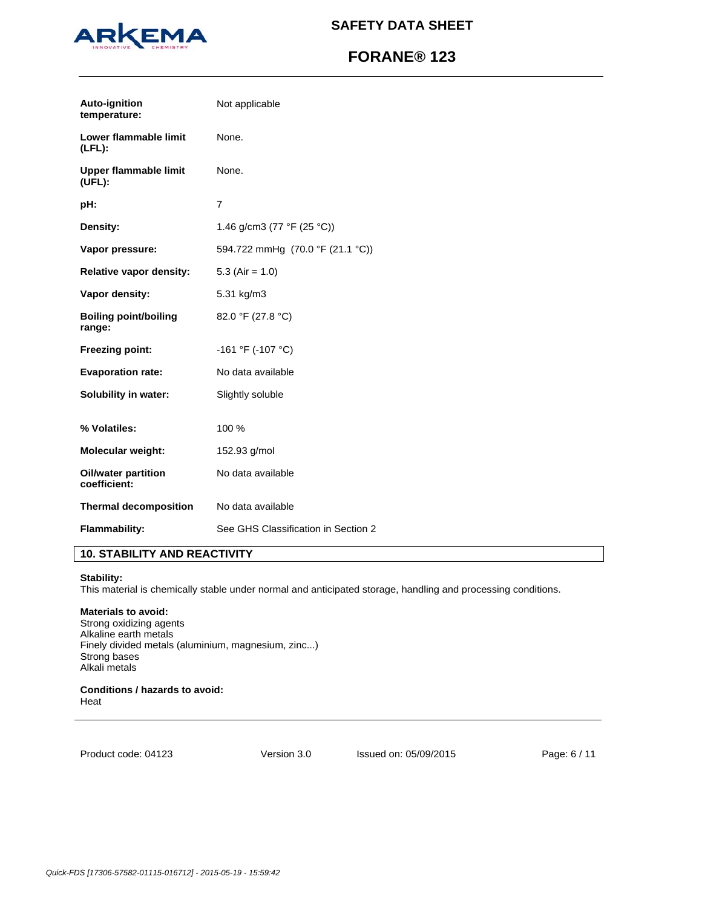| | |
|---|---|
| **Auto-ignition temperature:** | Not applicable |
| **Lower flammable limit (LFL):** | None. |
| **Upper flammable limit (UFL):** | None. |
| **pH:** | 7 |
| **Density:** | 1.46 g/cm3 (77 °F (25 °C)) |
| **Vapor pressure:** | 594.722 mmHg (70.0 °F (21.1 °C)) |
| **Relative vapor density:** | 5.3 (Air = 1.0) |
| **Vapor density:** | 5.31 kg/m3 |
| **Boiling point/boiling range:** | 82.0 °F (27.8 °C) |
| **Freezing point:** | -161 °F (-107 °C) |
| **Evaporation rate:** | No data available |
| **Solubility in water:** | Slightly soluble |
| **% Volatiles:** | 100 % |
| **Molecular weight:** | 152.93 g/mol |
| **Oil/water partition coefficient:** | No data available |
| **Thermal decomposition** | No data available |
| **Flammability:** | See GHS Classification in Section 2 |

## 10. STABILITY AND REACTIVITY

**Stability:**
This material is chemically stable under normal and anticipated storage, handling and processing conditions.

**Materials to avoid:**
Strong oxidizing agents
Alkaline earth metals
Finely divided metals (aluminium, magnesium, zinc...)
Strong bases
Alkali metals

**Conditions / hazards to avoid:**
Heat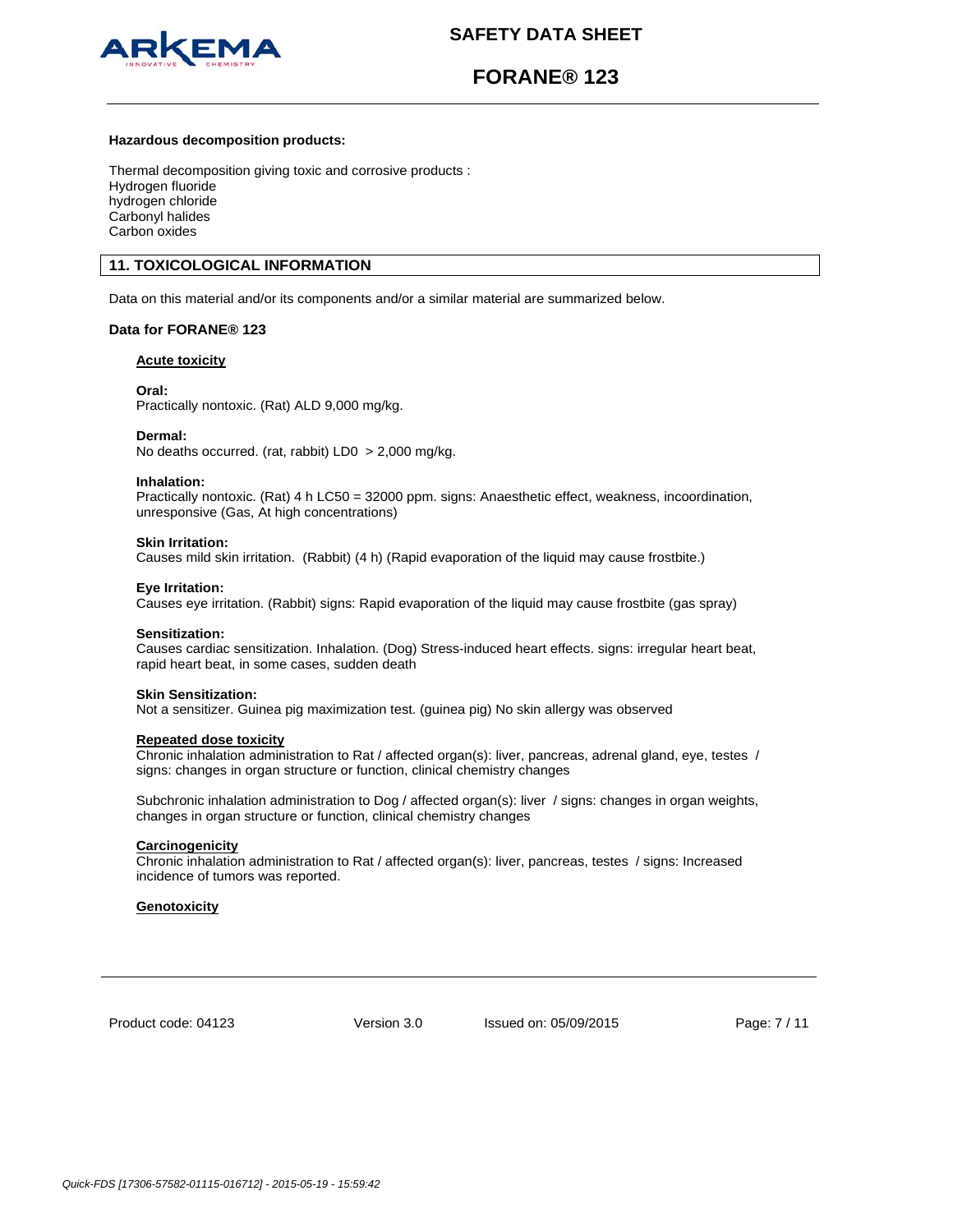**Hazardous decomposition products:**

Thermal decomposition giving toxic and corrosive products :
Hydrogen fluoride
hydrogen chloride
Carbonyl halides
Carbon oxides

## 11. TOXICOLOGICAL INFORMATION

Data on this material and/or its components and/or a similar material are summarized below.

### Data for FORANE® 123

#### Acute toxicity

**Oral:**
Practically nontoxic. (Rat) ALD 9,000 mg/kg.

**Dermal:**
No deaths occurred. (rat, rabbit) LD0 > 2,000 mg/kg.

**Inhalation:**
Practically nontoxic. (Rat) 4 h LC50 = 32000 ppm. signs: Anaesthetic effect, weakness, incoordination, unresponsive (Gas, At high concentrations)

**Skin Irritation:**
Causes mild skin irritation. (Rabbit) (4 h) (Rapid evaporation of the liquid may cause frostbite.)

**Eye Irritation:**
Causes eye irritation. (Rabbit) signs: Rapid evaporation of the liquid may cause frostbite (gas spray)

**Sensitization:**
Causes cardiac sensitization. Inhalation. (Dog) Stress-induced heart effects. signs: irregular heart beat, rapid heart beat, in some cases, sudden death

**Skin Sensitization:**
Not a sensitizer. Guinea pig maximization test. (guinea pig) No skin allergy was observed

#### Repeated dose toxicity

Chronic inhalation administration to Rat / affected organ(s): liver, pancreas, adrenal gland, eye, testes / signs: changes in organ structure or function, clinical chemistry changes

Subchronic inhalation administration to Dog / affected organ(s): liver / signs: changes in organ weights, changes in organ structure or function, clinical chemistry changes

#### Carcinogenicity

Chronic inhalation administration to Rat / affected organ(s): liver, pancreas, testes / signs: Increased incidence of tumors was reported.

#### Genotoxicity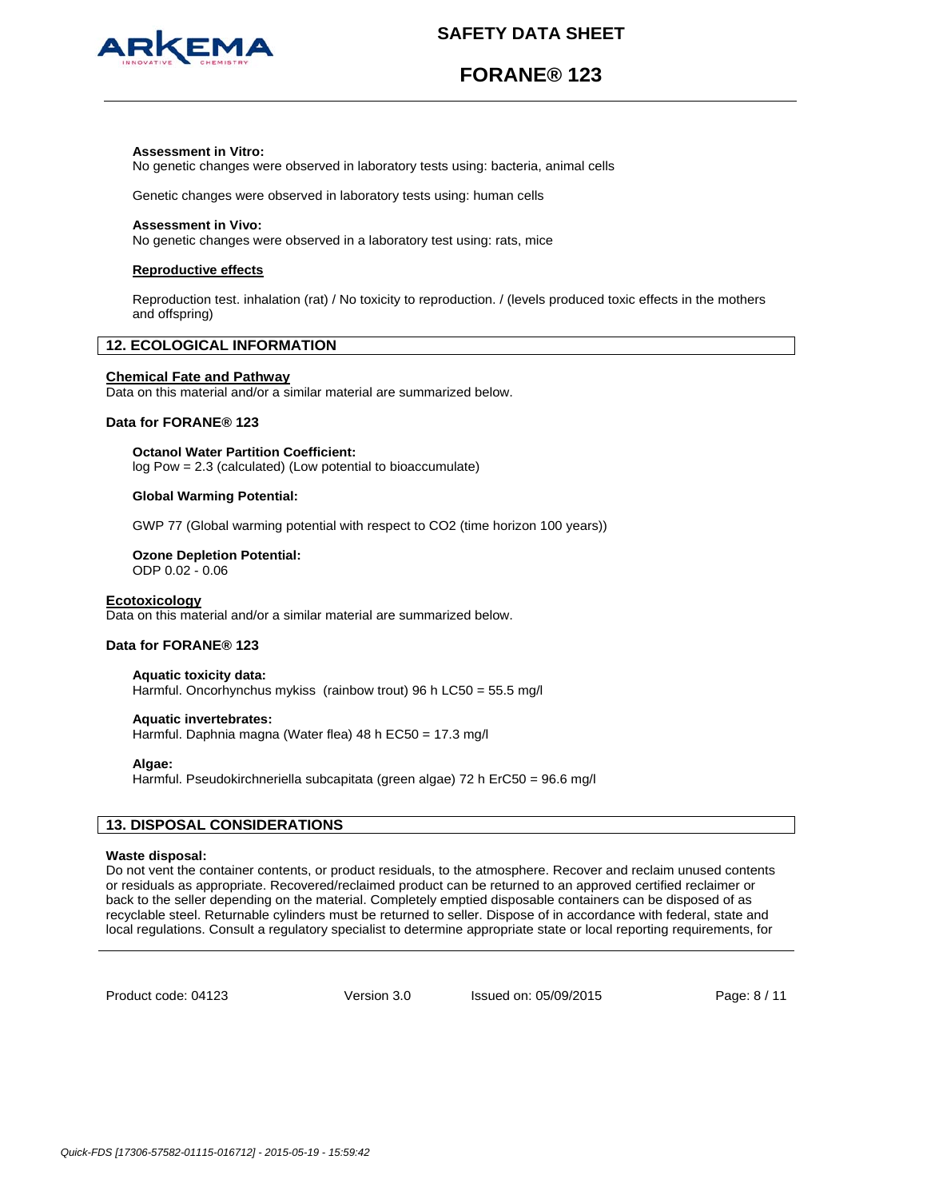**Assessment in Vitro:**
No genetic changes were observed in laboratory tests using: bacteria, animal cells

Genetic changes were observed in laboratory tests using: human cells

**Assessment in Vivo:**
No genetic changes were observed in a laboratory test using: rats, mice

**Reproductive effects**

Reproduction test. inhalation (rat) / No toxicity to reproduction. / (levels produced toxic effects in the mothers and offspring)

## 12. ECOLOGICAL INFORMATION

**Chemical Fate and Pathway**
Data on this material and/or a similar material are summarized below.

**Data for FORANE® 123**

**Octanol Water Partition Coefficient:**
log Pow = 2.3 (calculated) (Low potential to bioaccumulate)

**Global Warming Potential:**

GWP 77 (Global warming potential with respect to $CO_2$ (time horizon 100 years))

**Ozone Depletion Potential:**
ODP 0.02 - 0.06

**Ecotoxicology**
Data on this material and/or a similar material are summarized below.

**Data for FORANE® 123**

**Aquatic toxicity data:**
Harmful. Oncorhynchus mykiss (rainbow trout) 96 h LC50 = 55.5 mg/l

**Aquatic invertebrates:**
Harmful. Daphnia magna (Water flea) 48 h EC50 = 17.3 mg/l

**Algae:**
Harmful. Pseudokirchneriella subcapitata (green algae) 72 h ErC50 = 96.6 mg/l

## 13. DISPOSAL CONSIDERATIONS

**Waste disposal:**
Do not vent the container contents, or product residuals, to the atmosphere. Recover and reclaim unused contents or residuals as appropriate. Recovered/reclaimed product can be returned to an approved certified reclaimer or back to the seller depending on the material. Completely emptied disposable containers can be disposed of as recyclable steel. Returnable cylinders must be returned to seller. Dispose of in accordance with federal, state and local regulations. Consult a regulatory specialist to determine appropriate state or local reporting requirements, for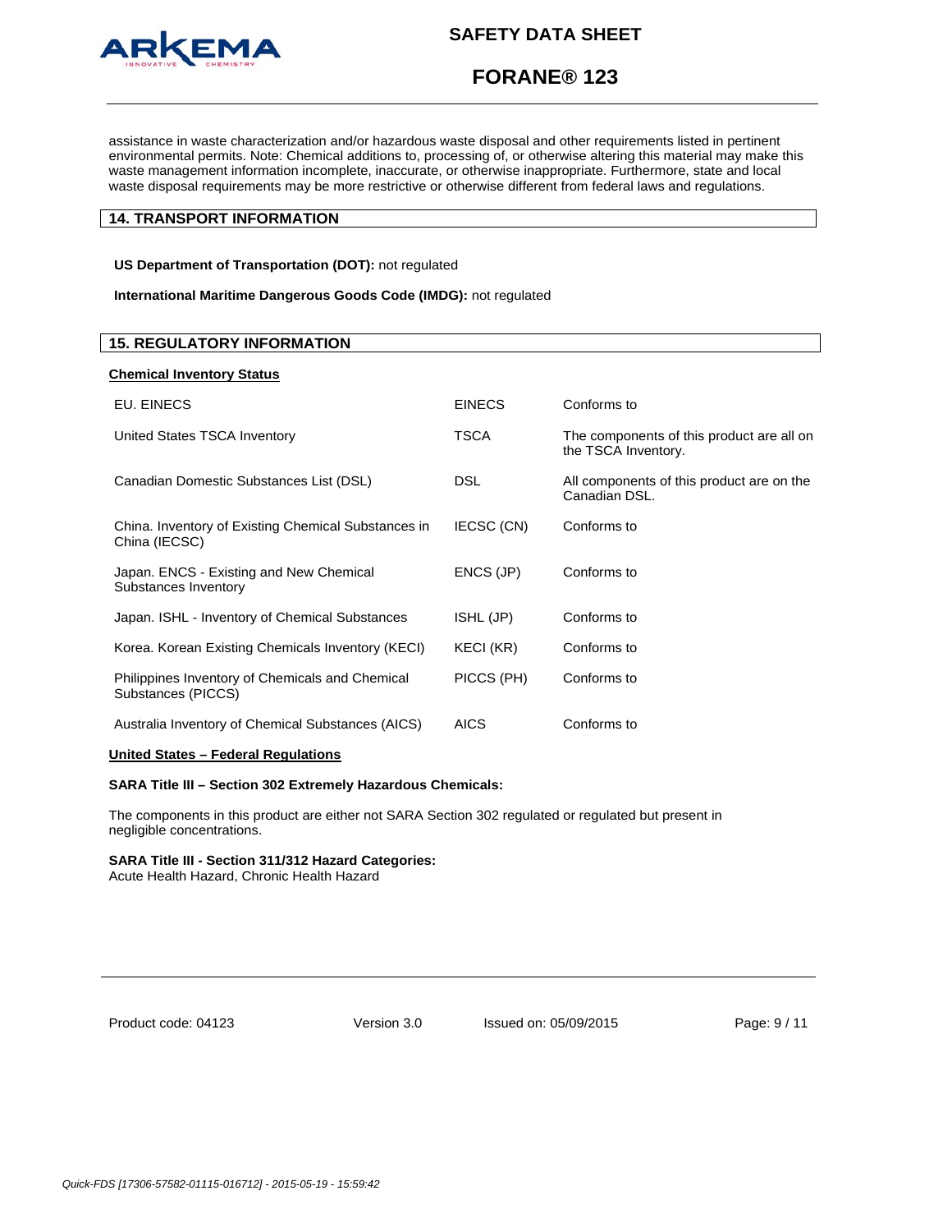assistance in waste characterization and/or hazardous waste disposal and other requirements listed in pertinent environmental permits. Note: Chemical additions to, processing of, or otherwise altering this material may make this waste management information incomplete, inaccurate, or otherwise inappropriate. Furthermore, state and local waste disposal requirements may be more restrictive or otherwise different from federal laws and regulations.

## 14. TRANSPORT INFORMATION

**US Department of Transportation (DOT):** not regulated

**International Maritime Dangerous Goods Code (IMDG):** not regulated

## 15. REGULATORY INFORMATION

**Chemical Inventory Status**

| | | |
|---|---|---|
| EU. EINECS | EINECS | Conforms to |
| United States TSCA Inventory | TSCA | The components of this product are all on the TSCA Inventory. |
| Canadian Domestic Substances List (DSL) | DSL | All components of this product are on the Canadian DSL. |
| China. Inventory of Existing Chemical Substances in China (IECSC) | IECSC (CN) | Conforms to |
| Japan. ENCS - Existing and New Chemical Substances Inventory | ENCS (JP) | Conforms to |
| Japan. ISHL - Inventory of Chemical Substances | ISHL (JP) | Conforms to |
| Korea. Korean Existing Chemicals Inventory (KECI) | KECI (KR) | Conforms to |
| Philippines Inventory of Chemicals and Chemical Substances (PICCS) | PICCS (PH) | Conforms to |
| Australia Inventory of Chemical Substances (AICS) | AICS | Conforms to |

**United States – Federal Regulations**

**SARA Title III – Section 302 Extremely Hazardous Chemicals:**

The components in this product are either not SARA Section 302 regulated or regulated but present in negligible concentrations.

**SARA Title III - Section 311/312 Hazard Categories:**
Acute Health Hazard, Chronic Health Hazard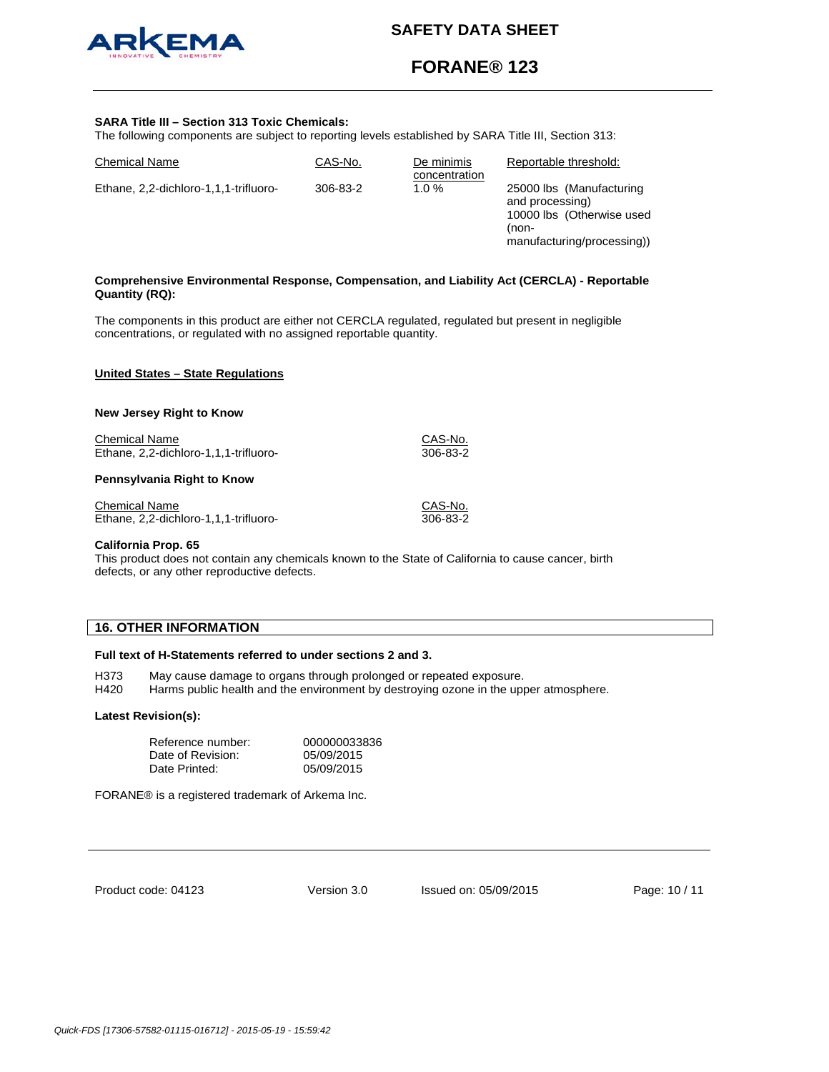**SARA Title III – Section 313 Toxic Chemicals:**

The following components are subject to reporting levels established by SARA Title III, Section 313:

| Chemical Name | CAS-No. | De minimis concentration | Reportable threshold: |
|---|---|---|---|
| Ethane, 2,2-dichloro-1,1,1-trifluoro- | 306-83-2 | 1.0 % | 25000 lbs (Manufacturing and processing)<br>10000 lbs (Otherwise used (non-manufacturing/processing)) |

**Comprehensive Environmental Response, Compensation, and Liability Act (CERCLA) - Reportable Quantity (RQ):**

The components in this product are either not CERCLA regulated, regulated but present in negligible concentrations, or regulated with no assigned reportable quantity.

**United States – State Regulations**

**New Jersey Right to Know**

| Chemical Name | CAS-No. |
|---|---|
| Ethane, 2,2-dichloro-1,1,1-trifluoro- | 306-83-2 |

**Pennsylvania Right to Know**

| Chemical Name | CAS-No. |
|---|---|
| Ethane, 2,2-dichloro-1,1,1-trifluoro- | 306-83-2 |

**California Prop. 65**

This product does not contain any chemicals known to the State of California to cause cancer, birth defects, or any other reproductive defects.

## 16. OTHER INFORMATION

**Full text of H-Statements referred to under sections 2 and 3.**

H373 May cause damage to organs through prolonged or repeated exposure.
H420 Harms public health and the environment by destroying ozone in the upper atmosphere.

**Latest Revision(s):**

| | |
|---|---|
| Reference number: | 000000033836 |
| Date of Revision: | 05/09/2015 |
| Date Printed: | 05/09/2015 |

FORANE® is a registered trademark of Arkema Inc.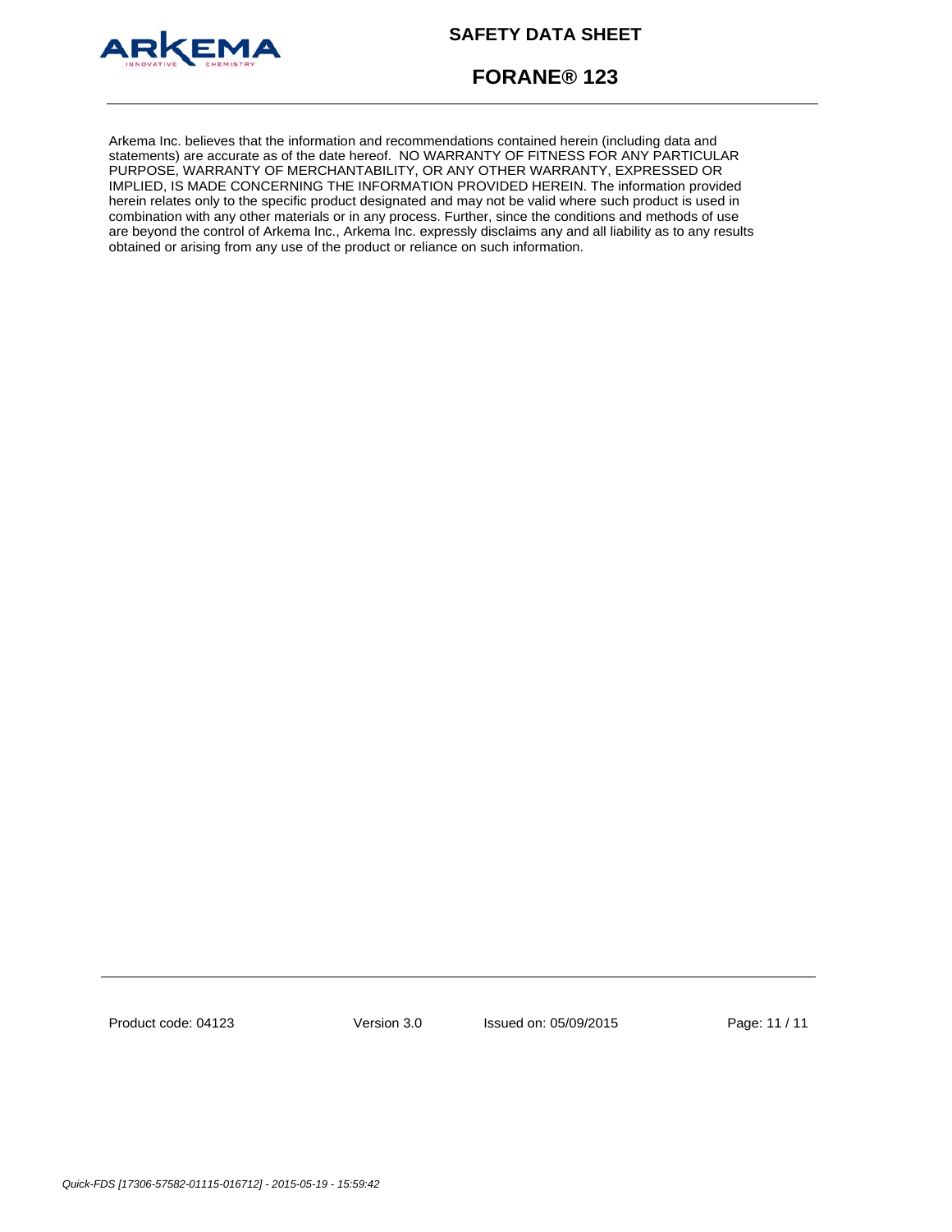Arkema Inc. believes that the information and recommendations contained herein (including data and statements) are accurate as of the date hereof. NO WARRANTY OF FITNESS FOR ANY PARTICULAR PURPOSE, WARRANTY OF MERCHANTABILITY, OR ANY OTHER WARRANTY, EXPRESSED OR IMPLIED, IS MADE CONCERNING THE INFORMATION PROVIDED HEREIN. The information provided herein relates only to the specific product designated and may not be valid where such product is used in combination with any other materials or in any process. Further, since the conditions and methods of use are beyond the control of Arkema Inc., Arkema Inc. expressly disclaims any and all liability as to any results obtained or arising from any use of the product or reliance on such information.